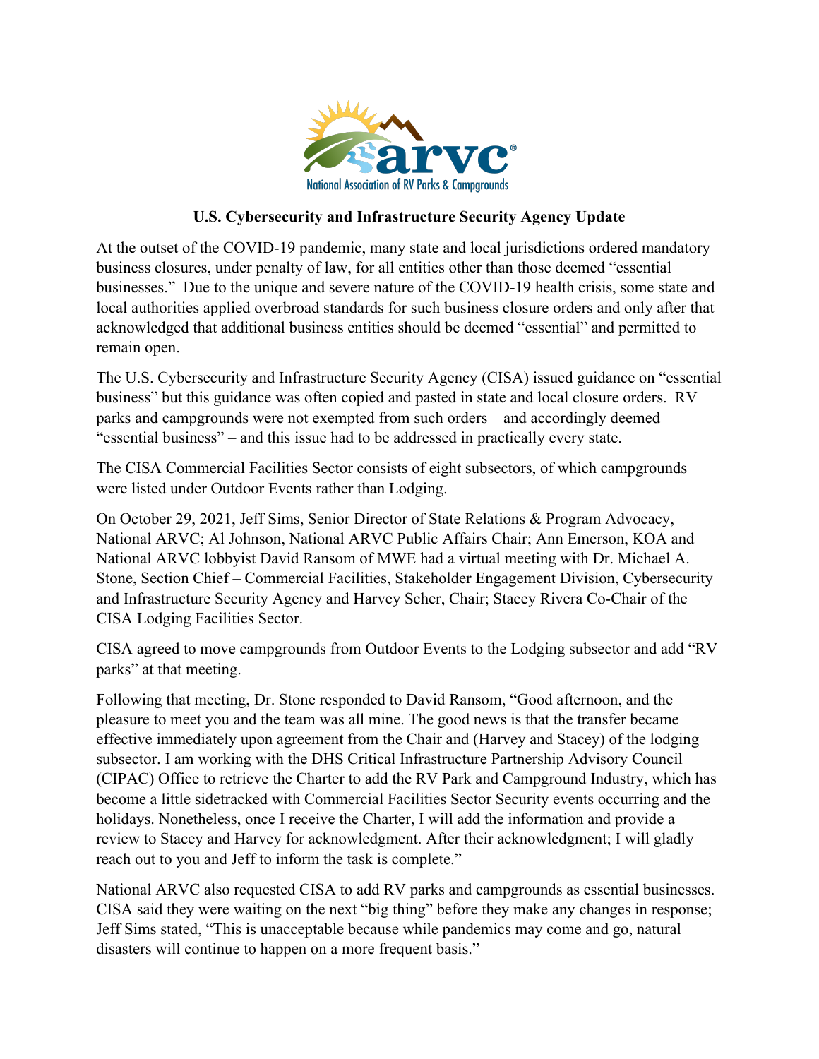arvc®

National Association of RV Parks & Campgrounds

## U.S. Cybersecurity and Infrastructure Security Agency Update

At the outset of the COVID-19 pandemic, many state and local jurisdictions ordered mandatory business closures, under penalty of law, for all entities other than those deemed "essential businesses." Due to the unique and severe nature of the COVID-19 health crisis, some state and local authorities applied overbroad standards for such business closure orders and only after that acknowledged that additional business entities should be deemed "essential" and permitted to remain open.

The U.S. Cybersecurity and Infrastructure Security Agency (CISA) issued guidance on "essential business" but this guidance was often copied and pasted in state and local closure orders. RV parks and campgrounds were not exempted from such orders – and accordingly deemed "essential business" – and this issue had to be addressed in practically every state.

The CISA Commercial Facilities Sector consists of eight subsectors, of which campgrounds were listed under Outdoor Events rather than Lodging.

On October 29, 2021, Jeff Sims, Senior Director of State Relations & Program Advocacy, National ARVC; Al Johnson, National ARVC Public Affairs Chair; Ann Emerson, KOA and National ARVC lobbyist David Ransom of MWE had a virtual meeting with Dr. Michael A. Stone, Section Chief – Commercial Facilities, Stakeholder Engagement Division, Cybersecurity and Infrastructure Security Agency and Harvey Scher, Chair; Stacey Rivera Co-Chair of the CISA Lodging Facilities Sector.

CISA agreed to move campgrounds from Outdoor Events to the Lodging subsector and add "RV parks" at that meeting.

Following that meeting, Dr. Stone responded to David Ransom, "Good afternoon, and the pleasure to meet you and the team was all mine. The good news is that the transfer became effective immediately upon agreement from the Chair and (Harvey and Stacey) of the lodging subsector. I am working with the DHS Critical Infrastructure Partnership Advisory Council (CIPAC) Office to retrieve the Charter to add the RV Park and Campground Industry, which has become a little sidetracked with Commercial Facilities Sector Security events occurring and the holidays. Nonetheless, once I receive the Charter, I will add the information and provide a review to Stacey and Harvey for acknowledgment. After their acknowledgment; I will gladly reach out to you and Jeff to inform the task is complete."

National ARVC also requested CISA to add RV parks and campgrounds as essential businesses. CISA said they were waiting on the next "big thing" before they make any changes in response; Jeff Sims stated, "This is unacceptable because while pandemics may come and go, natural disasters will continue to happen on a more frequent basis."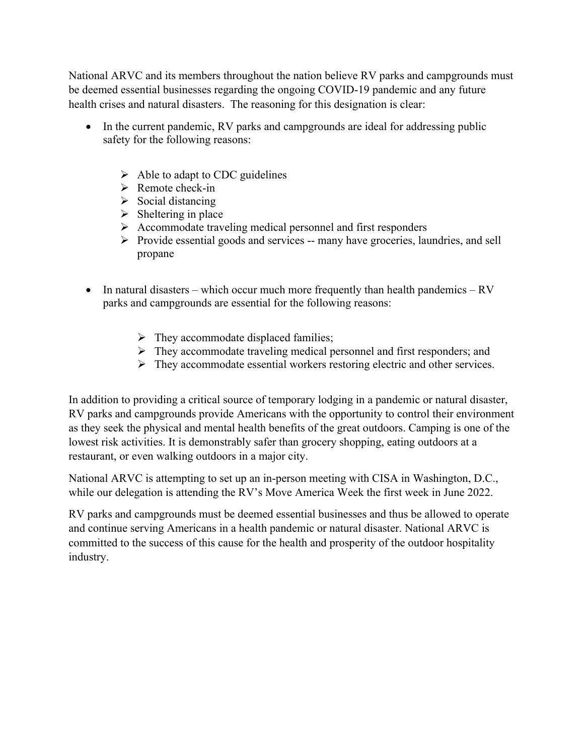National ARVC and its members throughout the nation believe RV parks and campgrounds must be deemed essential businesses regarding the ongoing COVID-19 pandemic and any future health crises and natural disasters. The reasoning for this designation is clear:

- In the current pandemic, RV parks and campgrounds are ideal for addressing public safety for the following reasons:
  - Able to adapt to CDC guidelines
  - Remote check-in
  - Social distancing
  - Sheltering in place
  - Accommodate traveling medical personnel and first responders
  - Provide essential goods and services -- many have groceries, laundries, and sell propane

- In natural disasters – which occur much more frequently than health pandemics – RV parks and campgrounds are essential for the following reasons:
  - They accommodate displaced families;
  - They accommodate traveling medical personnel and first responders; and
  - They accommodate essential workers restoring electric and other services.

In addition to providing a critical source of temporary lodging in a pandemic or natural disaster, RV parks and campgrounds provide Americans with the opportunity to control their environment as they seek the physical and mental health benefits of the great outdoors. Camping is one of the lowest risk activities. It is demonstrably safer than grocery shopping, eating outdoors at a restaurant, or even walking outdoors in a major city.

National ARVC is attempting to set up an in-person meeting with CISA in Washington, D.C., while our delegation is attending the RV's Move America Week the first week in June 2022.

RV parks and campgrounds must be deemed essential businesses and thus be allowed to operate and continue serving Americans in a health pandemic or natural disaster. National ARVC is committed to the success of this cause for the health and prosperity of the outdoor hospitality industry.